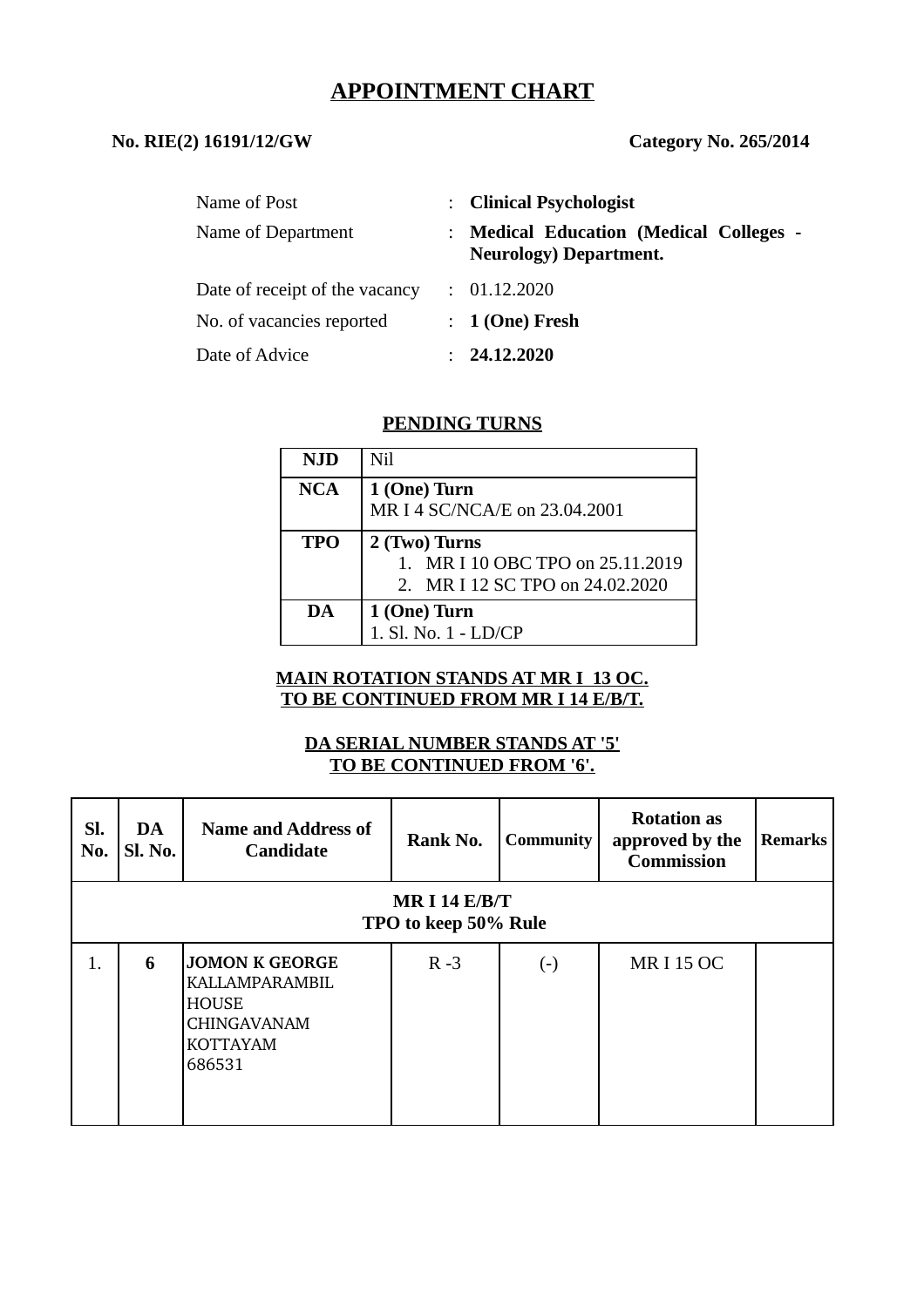# APPOINTMENT CHART

**No. RIE(2) 16191/12/GW** **Category No. 265/2014**

| | | |
|---|---|---|
| Name of Post | : | **Clinical Psychologist** |
| Name of Department | : | **Medical Education (Medical Colleges - Neurology) Department.** |
| Date of receipt of the vacancy | : | 01.12.2020 |
| No. of vacancies reported | : | **1 (One) Fresh** |
| Date of Advice | : | **24.12.2020** |

## PENDING TURNS

| | |
|---|---|
| **NJD** | Nil |
| **NCA** | **1 (One) Turn**<br>MR I 4 SC/NCA/E on 23.04.2001 |
| **TPO** | **2 (Two) Turns**<br>1. MR I 10 OBC TPO on 25.11.2019<br>2. MR I 12 SC TPO on 24.02.2020 |
| **DA** | **1 (One) Turn**<br>1. Sl. No. 1 - LD/CP |

**MAIN ROTATION STANDS AT MR I 13 OC.**
**TO BE CONTINUED FROM MR I 14 E/B/T.**

**DA SERIAL NUMBER STANDS AT '5'**
**TO BE CONTINUED FROM '6'.**

| Sl. No. | DA Sl. No. | Name and Address of Candidate | Rank No. | Community | Rotation as approved by the Commission | Remarks |
|---|---|---|---|---|---|---|
| **MR I 14 E/B/T**<br>**TPO to keep 50% Rule** | | | | | | |
| 1. | **6** | **JOMON K GEORGE**<br>KALLAMPARAMBIL HOUSE<br>CHINGAVANAM<br>KOTTAYAM<br>686531 | R -3 | (-) | MR I 15 OC | |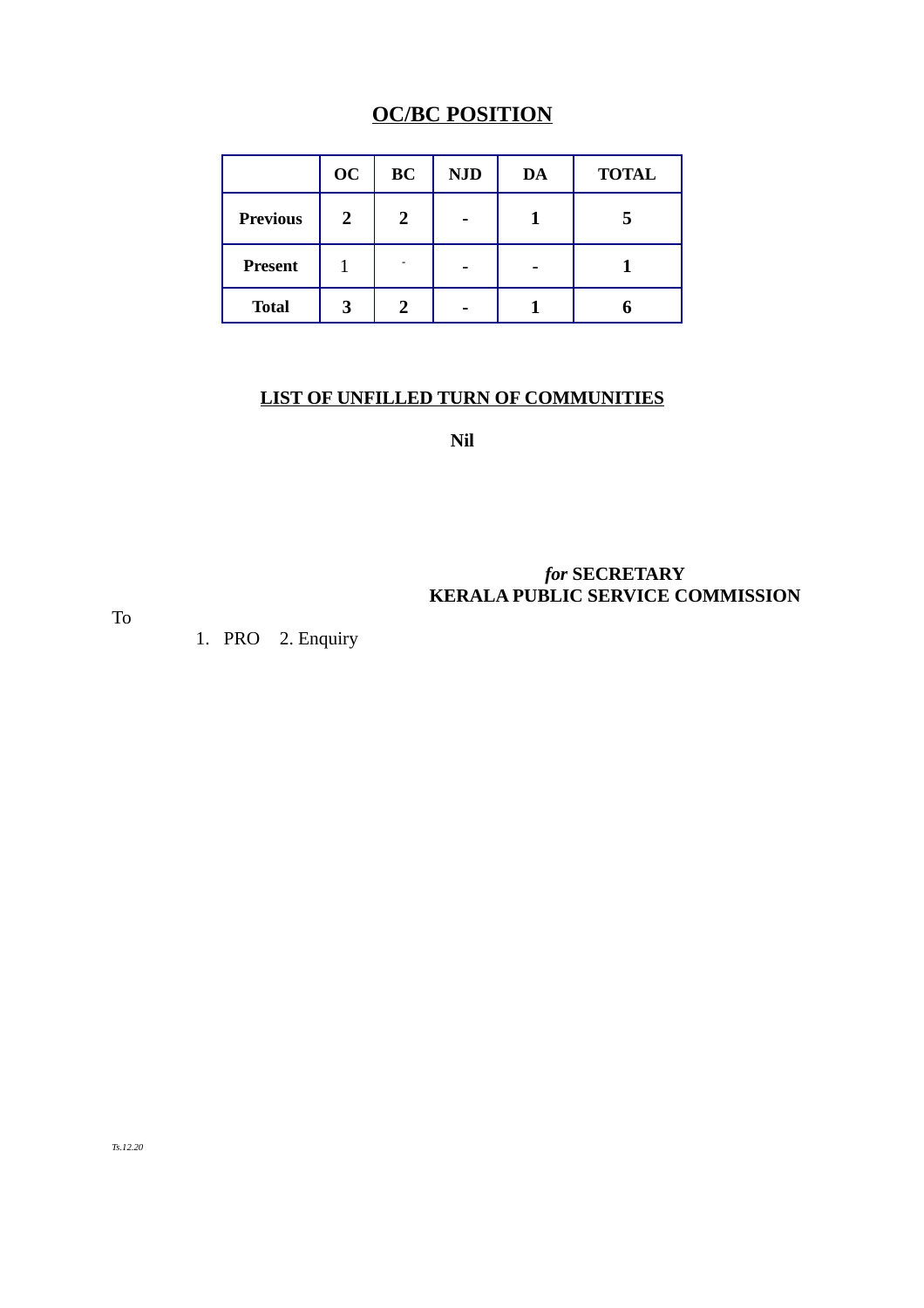## OC/BC POSITION

| | OC | BC | NJD | DA | TOTAL |
|---|---|---|---|---|---|
| **Previous** | **2** | **2** | **-** | **1** | **5** |
| **Present** | 1 | - | - | - | **1** |
| **Total** | **3** | **2** | **-** | **1** | **6** |

## LIST OF UNFILLED TURN OF COMMUNITIES

**Nil**

*for* **SECRETARY**
**KERALA PUBLIC SERVICE COMMISSION**

To

1. PRO 2. Enquiry

*Ts.12.20*